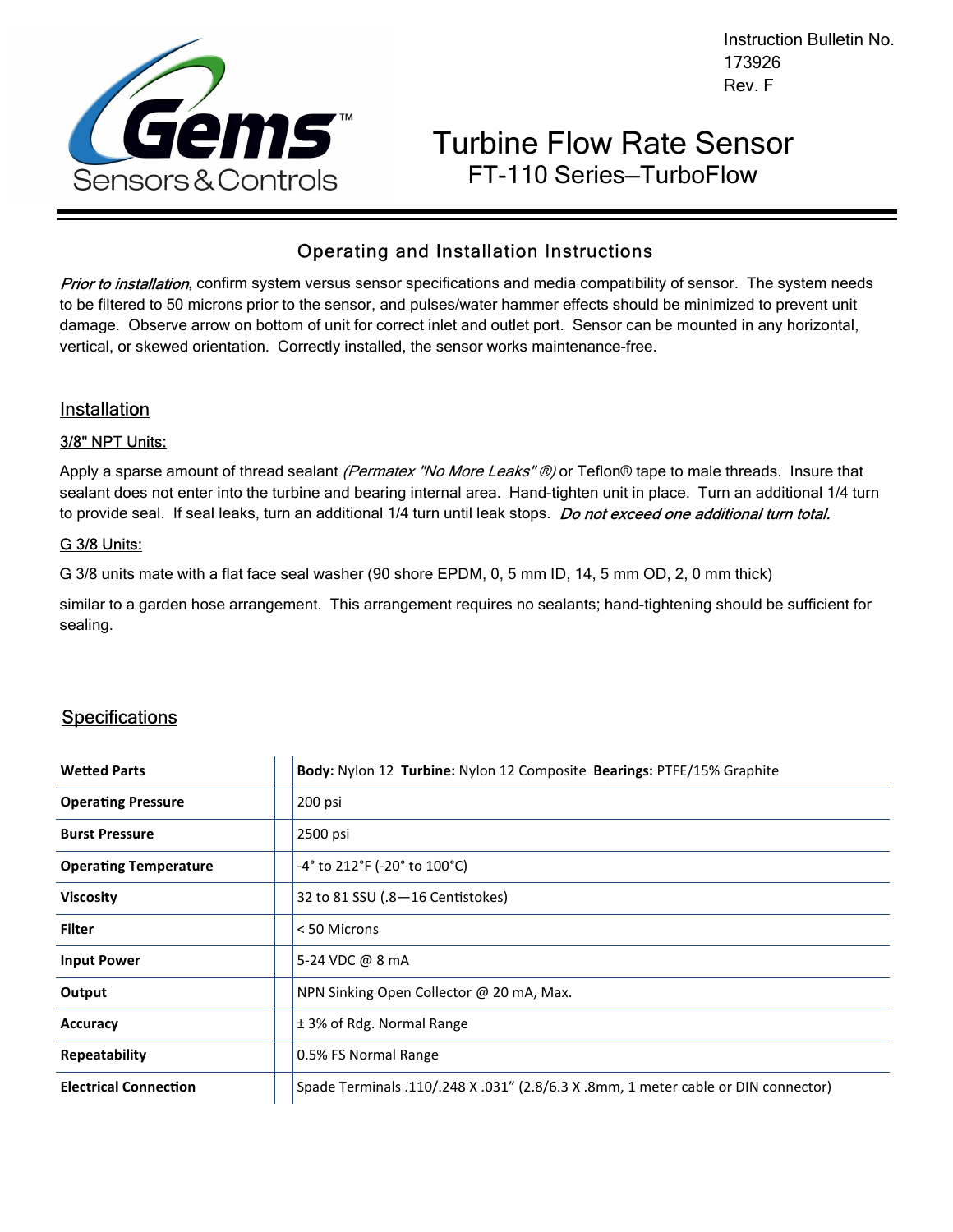Instruction Bulletin No. 173926
Rev. F

# Turbine Flow Rate Sensor

## FT-110 Series–TurboFlow

### Operating and Installation Instructions

*Prior to installation*, confirm system versus sensor specifications and media compatibility of sensor. The system needs to be filtered to 50 microns prior to the sensor, and pulses/water hammer effects should be minimized to prevent unit damage. Observe arrow on bottom of unit for correct inlet and outlet port. Sensor can be mounted in any horizontal, vertical, or skewed orientation. Correctly installed, the sensor works maintenance-free.

### Installation

#### 3/8" NPT Units:

Apply a sparse amount of thread sealant *(Permatex "No More Leaks"®)* or Teflon® tape to male threads. Insure that sealant does not enter into the turbine and bearing internal area. Hand-tighten unit in place. Turn an additional 1/4 turn to provide seal. If seal leaks, turn an additional 1/4 turn until leak stops. ***Do not exceed one additional turn total.***

#### G 3/8 Units:

G 3/8 units mate with a flat face seal washer (90 shore EPDM, 0, 5 mm ID, 14, 5 mm OD, 2, 0 mm thick)

similar to a garden hose arrangement. This arrangement requires no sealants; hand-tightening should be sufficient for sealing.

### Specifications

| | |
|---|---|
| **Wetted Parts** | **Body:** Nylon 12 **Turbine:** Nylon 12 Composite **Bearings:** PTFE/15% Graphite |
| **Operating Pressure** | 200 psi |
| **Burst Pressure** | 2500 psi |
| **Operating Temperature** | -4° to 212°F (-20° to 100°C) |
| **Viscosity** | 32 to 81 SSU (.8—16 Centistokes) |
| **Filter** | < 50 Microns |
| **Input Power** | 5-24 VDC @ 8 mA |
| **Output** | NPN Sinking Open Collector @ 20 mA, Max. |
| **Accuracy** | ± 3% of Rdg. Normal Range |
| **Repeatability** | 0.5% FS Normal Range |
| **Electrical Connection** | Spade Terminals .110/.248 X .031" (2.8/6.3 X .8mm, 1 meter cable or DIN connector) |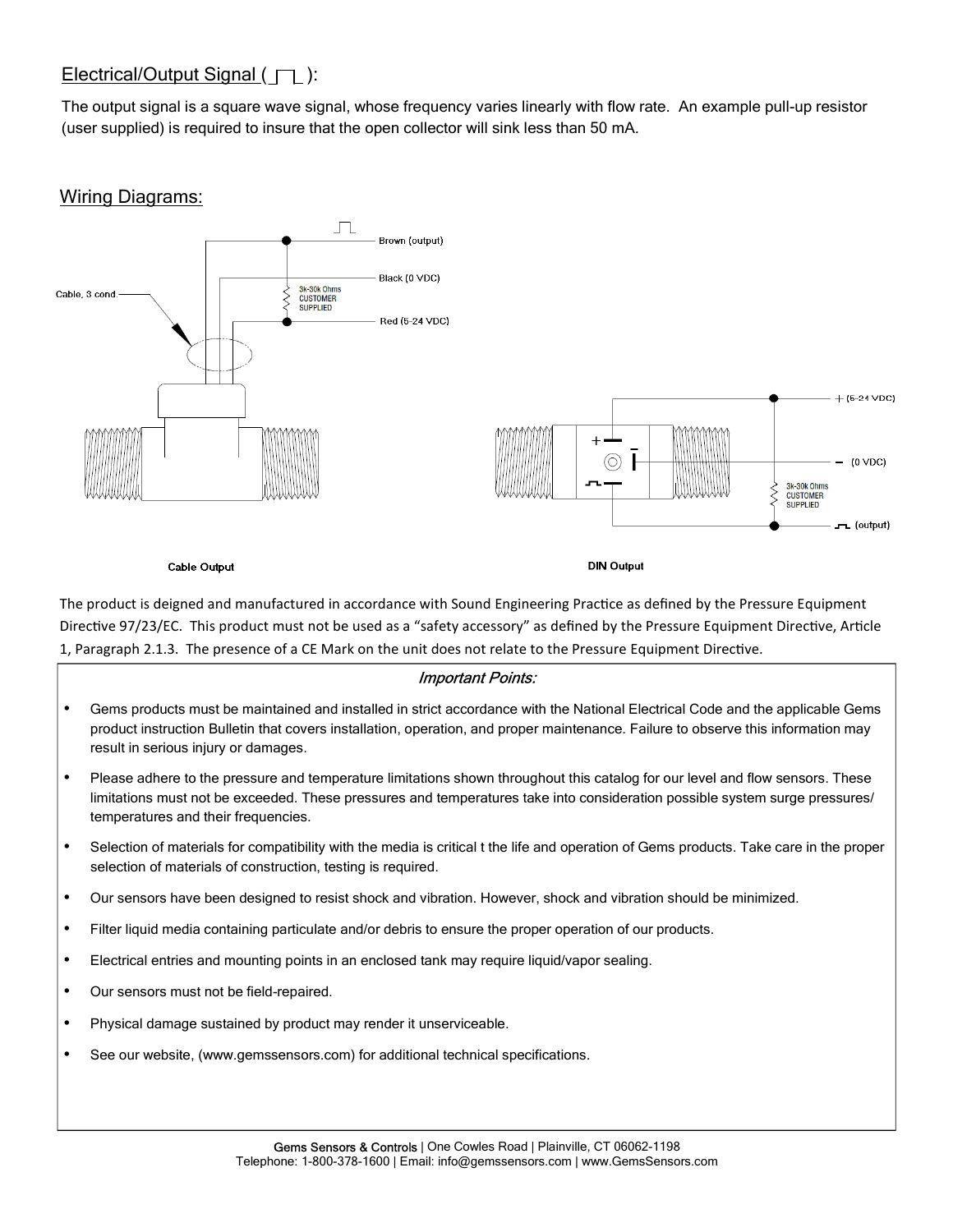## Electrical/Output Signal ( ┌┐ ):

The output signal is a square wave signal, whose frequency varies linearly with flow rate. An example pull-up resistor (user supplied) is required to insure that the open collector will sink less than 50 mA.

## Wiring Diagrams:

Brown (output)

Black (0 VDC)

Cable, 3 cond.

3k-30k Ohms CUSTOMER SUPPLIED

Red (5-24 VDC)

+ (5-24 VDC)

– (0 VDC)

3k-30k Ohms CUSTOMER SUPPLIED

(output)

Cable Output

DIN Output

The product is deigned and manufactured in accordance with Sound Engineering Practice as defined by the Pressure Equipment Directive 97/23/EC. This product must not be used as a "safety accessory" as defined by the Pressure Equipment Directive, Article 1, Paragraph 2.1.3. The presence of a CE Mark on the unit does not relate to the Pressure Equipment Directive.

*Important Points:*

- Gems products must be maintained and installed in strict accordance with the National Electrical Code and the applicable Gems product instruction Bulletin that covers installation, operation, and proper maintenance. Failure to observe this information may result in serious injury or damages.
- Please adhere to the pressure and temperature limitations shown throughout this catalog for our level and flow sensors. These limitations must not be exceeded. These pressures and temperatures take into consideration possible system surge pressures/ temperatures and their frequencies.
- Selection of materials for compatibility with the media is critical t the life and operation of Gems products. Take care in the proper selection of materials of construction, testing is required.
- Our sensors have been designed to resist shock and vibration. However, shock and vibration should be minimized.
- Filter liquid media containing particulate and/or debris to ensure the proper operation of our products.
- Electrical entries and mounting points in an enclosed tank may require liquid/vapor sealing.
- Our sensors must not be field-repaired.
- Physical damage sustained by product may render it unserviceable.
- See our website, (www.gemssensors.com) for additional technical specifications.

**Gems Sensors & Controls** | One Cowles Road | Plainville, CT 06062-1198
Telephone: 1-800-378-1600 | Email: info@gemssensors.com | www.GemsSensors.com